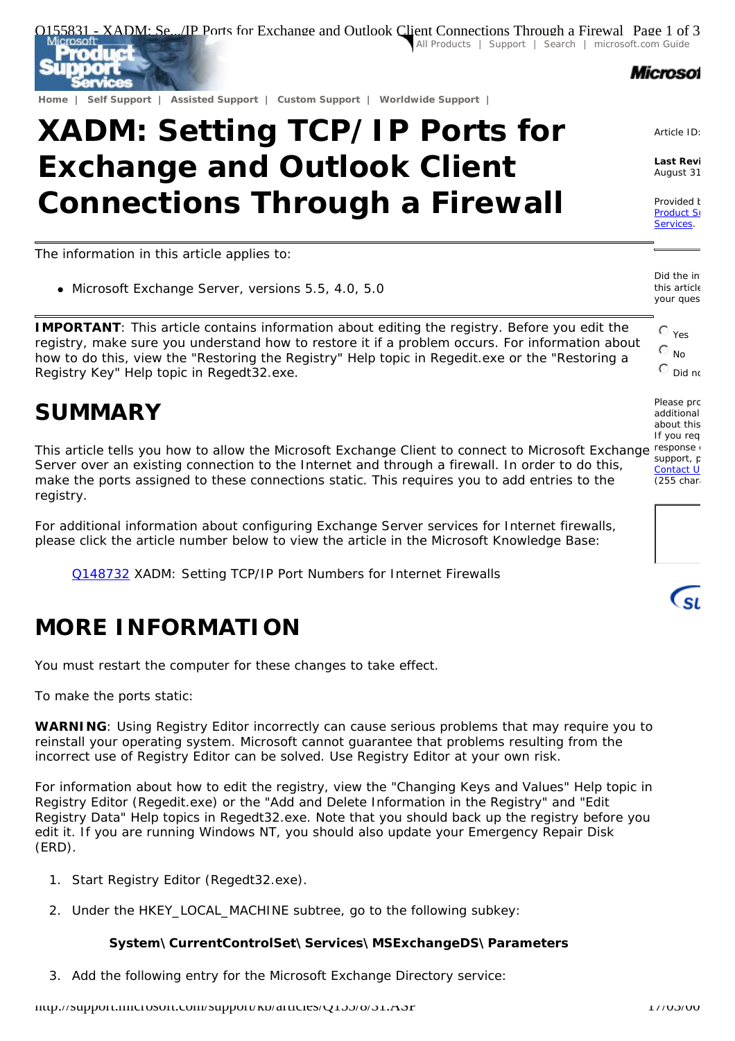# XADM: Setting TCP/IP Ports for Exchange and Outlook Client Connections Through a Firewall

The information in this article applies to:

- Microsoft Exchange Server, versions 5.5, 4.0, 5.0

**IMPORTANT**: This article contains information about editing the registry. Before you edit the registry, make sure you understand how to restore it if a problem occurs. For information about how to do this, view the "Restoring the Registry" Help topic in Regedit.exe or the "Restoring a Registry Key" Help topic in Regedt32.exe.

## SUMMARY

This article tells you how to allow the Microsoft Exchange Client to connect to Microsoft Exchange Server over an existing connection to the Internet and through a firewall. In order to do this, make the ports assigned to these connections static. This requires you to add entries to the registry.

For additional information about configuring Exchange Server services for Internet firewalls, please click the article number below to view the article in the Microsoft Knowledge Base:

> Q148732 XADM: Setting TCP/IP Port Numbers for Internet Firewalls

## MORE INFORMATION

You must restart the computer for these changes to take effect.

To make the ports static:

**WARNING**: Using Registry Editor incorrectly can cause serious problems that may require you to reinstall your operating system. Microsoft cannot guarantee that problems resulting from the incorrect use of Registry Editor can be solved. Use Registry Editor at your own risk.

For information about how to edit the registry, view the "Changing Keys and Values" Help topic in Registry Editor (Regedit.exe) or the "Add and Delete Information in the Registry" and "Edit Registry Data" Help topics in Regedt32.exe. Note that you should back up the registry before you edit it. If you are running Windows NT, you should also update your Emergency Repair Disk (ERD).

1. Start Registry Editor (Regedt32.exe).
2. Under the HKEY_LOCAL_MACHINE subtree, go to the following subkey:

   **System\CurrentControlSet\Services\MSExchangeDS\Parameters**

3. Add the following entry for the Microsoft Exchange Directory service: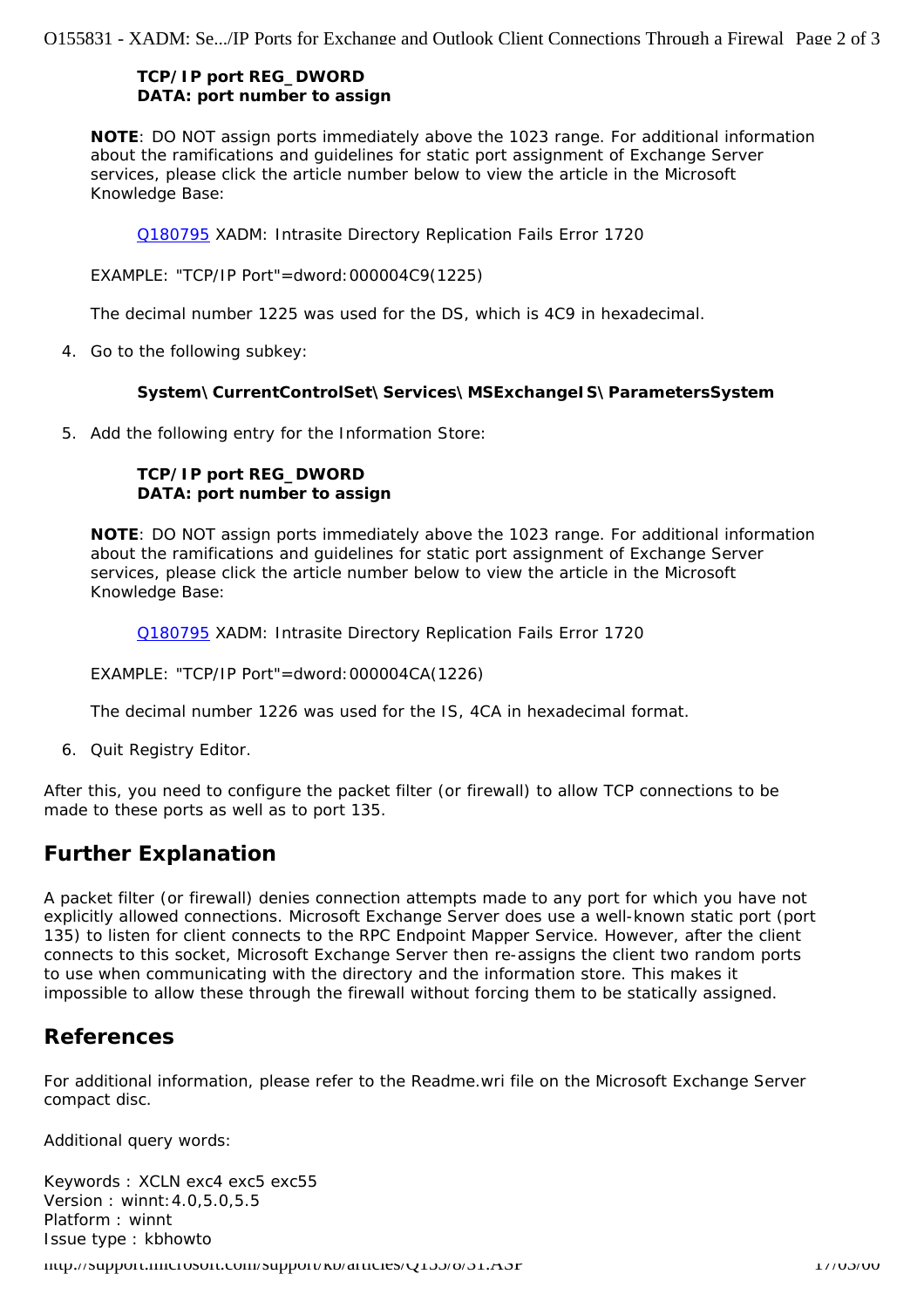**TCP/IP port REG_DWORD**
**DATA: port number to assign**

**NOTE**: DO NOT assign ports immediately above the 1023 range. For additional information about the ramifications and guidelines for static port assignment of Exchange Server services, please click the article number below to view the article in the Microsoft Knowledge Base:

Q180795 XADM: Intrasite Directory Replication Fails Error 1720

EXAMPLE: "TCP/IP Port"=dword:000004C9(1225)

The decimal number 1225 was used for the DS, which is 4C9 in hexadecimal.

4. Go to the following subkey:

   **System\CurrentControlSet\Services\MSExchangeIS\ParametersSystem**

5. Add the following entry for the Information Store:

   **TCP/IP port REG_DWORD**
   **DATA: port number to assign**

   **NOTE**: DO NOT assign ports immediately above the 1023 range. For additional information about the ramifications and guidelines for static port assignment of Exchange Server services, please click the article number below to view the article in the Microsoft Knowledge Base:

   Q180795 XADM: Intrasite Directory Replication Fails Error 1720

   EXAMPLE: "TCP/IP Port"=dword:000004CA(1226)

   The decimal number 1226 was used for the IS, 4CA in hexadecimal format.

6. Quit Registry Editor.

After this, you need to configure the packet filter (or firewall) to allow TCP connections to be made to these ports as well as to port 135.

## Further Explanation

A packet filter (or firewall) denies connection attempts made to any port for which you have not explicitly allowed connections. Microsoft Exchange Server does use a well-known static port (port 135) to listen for client connects to the RPC Endpoint Mapper Service. However, after the client connects to this socket, Microsoft Exchange Server then re-assigns the client two random ports to use when communicating with the directory and the information store. This makes it impossible to allow these through the firewall without forcing them to be statically assigned.

## References

For additional information, please refer to the Readme.wri file on the Microsoft Exchange Server compact disc.

Additional query words:

Keywords : XCLN exc4 exc5 exc55
Version : winnt:4.0,5.0,5.5
Platform : winnt
Issue type : kbhowto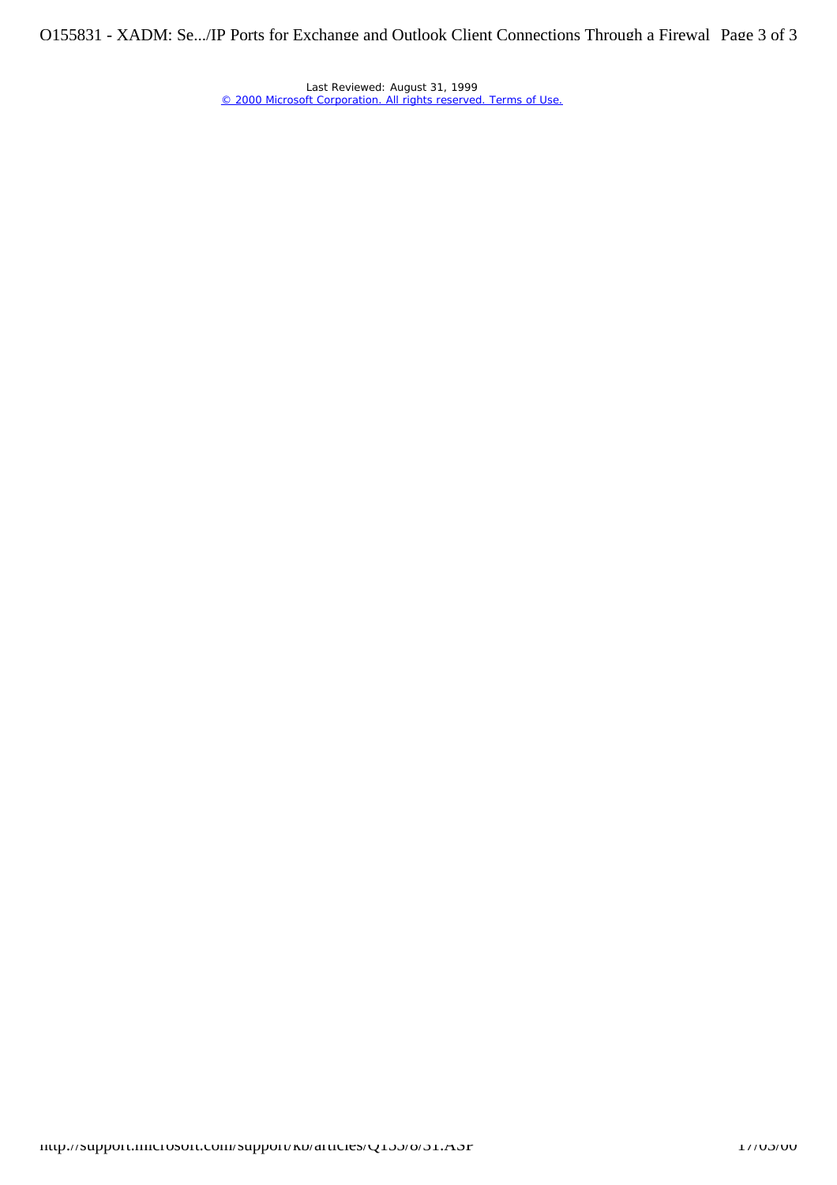Last Reviewed: August 31, 1999
© 2000 Microsoft Corporation. All rights reserved. Terms of Use.